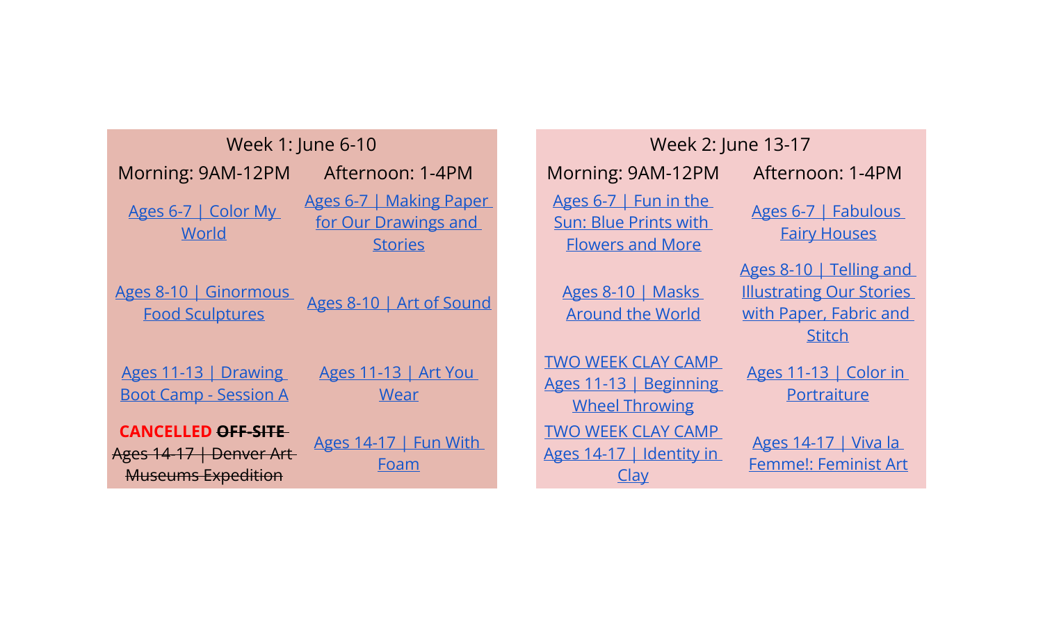## Week 1: June 6-10

| Morning: 9AM-12PM | Afternoon: 1-4PM |
| --- | --- |
| Ages 6-7 \| Color My World | Ages 6-7 \| Making Paper for Our Drawings and Stories |
| Ages 8-10 \| Ginormous Food Sculptures | Ages 8-10 \| Art of Sound |
| Ages 11-13 \| Drawing Boot Camp - Session A | Ages 11-13 \| Art You Wear |
| **CANCELLED** ~~**OFF-SITE** Ages 14-17 \| Denver Art Museums Expedition~~ | Ages 14-17 \| Fun With Foam |

## Week 2: June 13-17

| Morning: 9AM-12PM | Afternoon: 1-4PM |
| --- | --- |
| Ages 6-7 \| Fun in the Sun: Blue Prints with Flowers and More | Ages 6-7 \| Fabulous Fairy Houses |
| Ages 8-10 \| Masks Around the World | Ages 8-10 \| Telling and Illustrating Our Stories with Paper, Fabric and Stitch |
| TWO WEEK CLAY CAMP Ages 11-13 \| Beginning Wheel Throwing | Ages 11-13 \| Color in Portraiture |
| TWO WEEK CLAY CAMP Ages 14-17 \| Identity in Clay | Ages 14-17 \| Viva la Femme!: Feminist Art |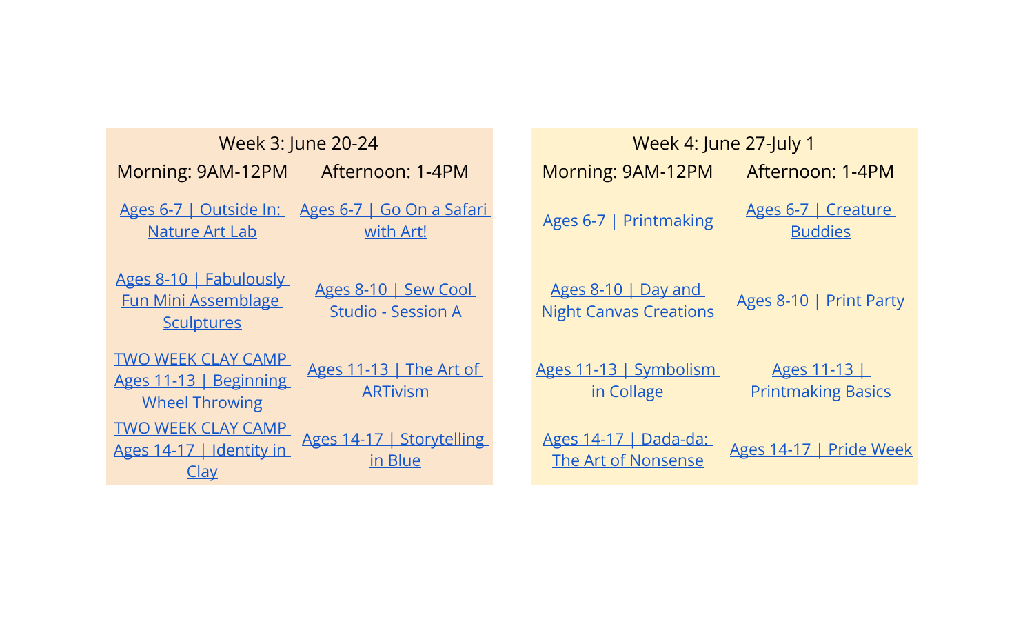## Week 3: June 20-24

| Morning: 9AM-12PM | Afternoon: 1-4PM |
| --- | --- |
| Ages 6-7 \| Outside In: Nature Art Lab | Ages 6-7 \| Go On a Safari with Art! |
| Ages 8-10 \| Fabulously Fun Mini Assemblage Sculptures | Ages 8-10 \| Sew Cool Studio - Session A |
| TWO WEEK CLAY CAMP Ages 11-13 \| Beginning Wheel Throwing | Ages 11-13 \| The Art of ARTivism |
| TWO WEEK CLAY CAMP Ages 14-17 \| Identity in Clay | Ages 14-17 \| Storytelling in Blue |

## Week 4: June 27-July 1

| Morning: 9AM-12PM | Afternoon: 1-4PM |
| --- | --- |
| Ages 6-7 \| Printmaking | Ages 6-7 \| Creature Buddies |
| Ages 8-10 \| Day and Night Canvas Creations | Ages 8-10 \| Print Party |
| Ages 11-13 \| Symbolism in Collage | Ages 11-13 \| Printmaking Basics |
| Ages 14-17 \| Dada-da: The Art of Nonsense | Ages 14-17 \| Pride Week |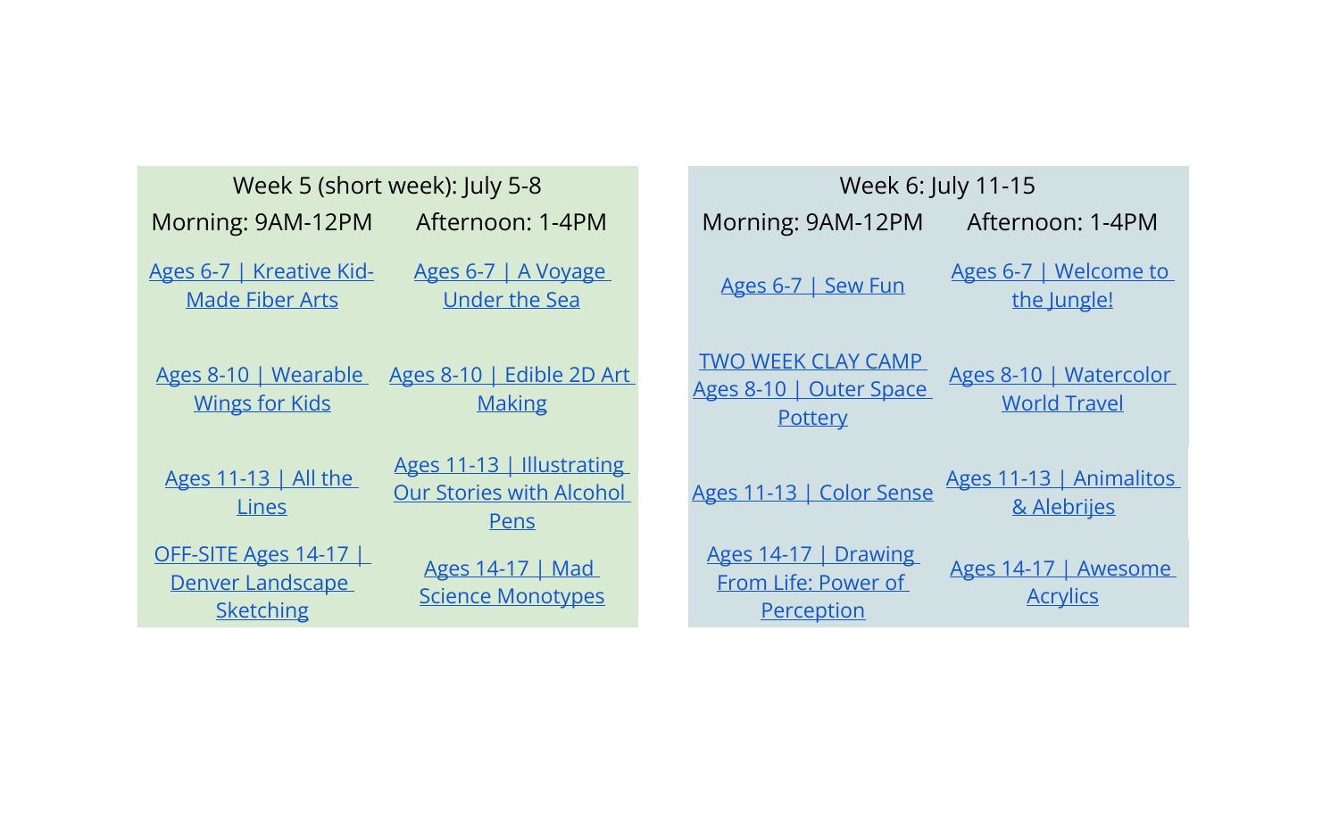| Week 5 (short week): July 5-8 | |
|---|---|
| Morning: 9AM-12PM | Afternoon: 1-4PM |
| Ages 6-7 \| Kreative Kid-Made Fiber Arts | Ages 6-7 \| A Voyage Under the Sea |
| Ages 8-10 \| Wearable Wings for Kids | Ages 8-10 \| Edible 2D Art Making |
| Ages 11-13 \| All the Lines | Ages 11-13 \| Illustrating Our Stories with Alcohol Pens |
| OFF-SITE Ages 14-17 \| Denver Landscape Sketching | Ages 14-17 \| Mad Science Monotypes |

| Week 6: July 11-15 | |
|---|---|
| Morning: 9AM-12PM | Afternoon: 1-4PM |
| Ages 6-7 \| Sew Fun | Ages 6-7 \| Welcome to the Jungle! |
| TWO WEEK CLAY CAMP Ages 8-10 \| Outer Space Pottery | Ages 8-10 \| Watercolor World Travel |
| Ages 11-13 \| Color Sense | Ages 11-13 \| Animalitos & Alebrijes |
| Ages 14-17 \| Drawing From Life: Power of Perception | Ages 14-17 \| Awesome Acrylics |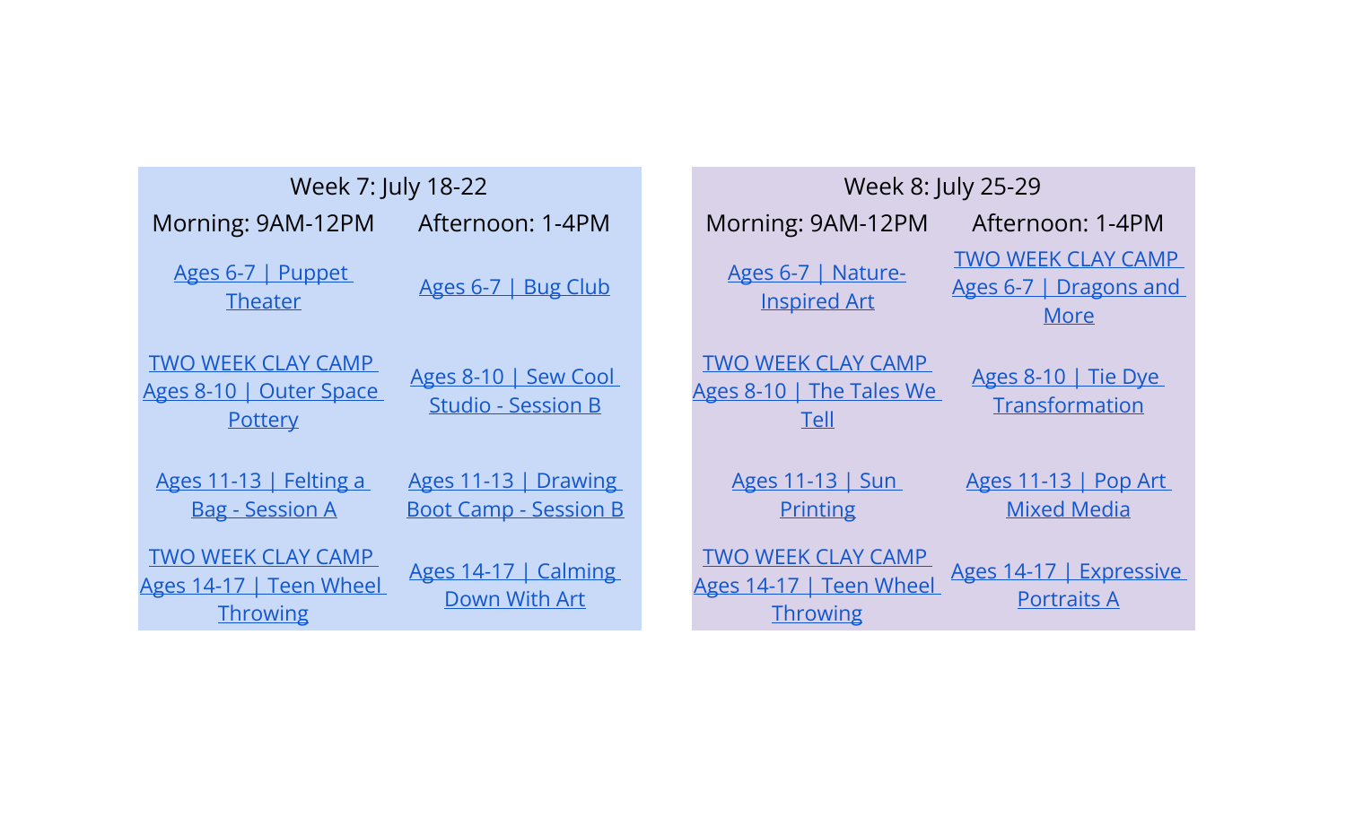## Week 7: July 18-22

| Morning: 9AM-12PM | Afternoon: 1-4PM |
| --- | --- |
| Ages 6-7 \| Puppet Theater | Ages 6-7 \| Bug Club |
| TWO WEEK CLAY CAMP Ages 8-10 \| Outer Space Pottery | Ages 8-10 \| Sew Cool Studio - Session B |
| Ages 11-13 \| Felting a Bag - Session A | Ages 11-13 \| Drawing Boot Camp - Session B |
| TWO WEEK CLAY CAMP Ages 14-17 \| Teen Wheel Throwing | Ages 14-17 \| Calming Down With Art |

## Week 8: July 25-29

| Morning: 9AM-12PM | Afternoon: 1-4PM |
| --- | --- |
| Ages 6-7 \| Nature-Inspired Art | TWO WEEK CLAY CAMP Ages 6-7 \| Dragons and More |
| TWO WEEK CLAY CAMP Ages 8-10 \| The Tales We Tell | Ages 8-10 \| Tie Dye Transformation |
| Ages 11-13 \| Sun Printing | Ages 11-13 \| Pop Art Mixed Media |
| TWO WEEK CLAY CAMP Ages 14-17 \| Teen Wheel Throwing | Ages 14-17 \| Expressive Portraits A |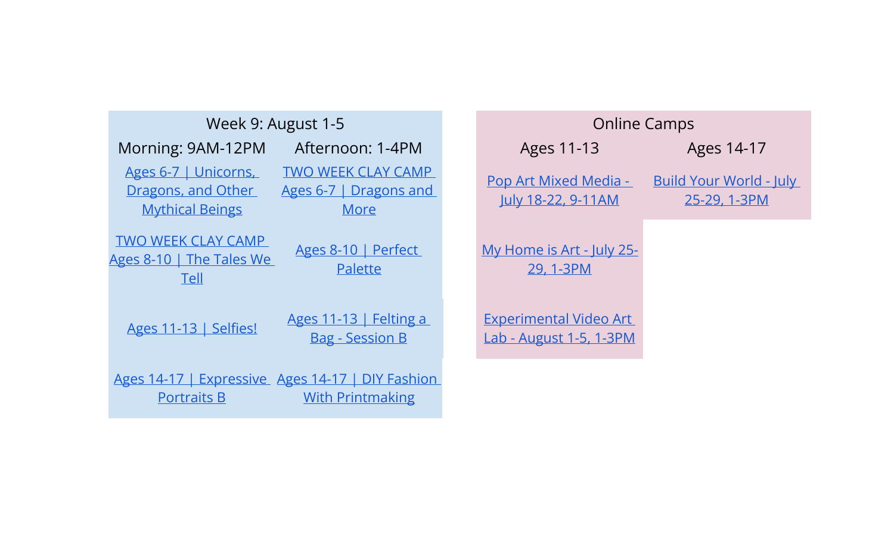## Week 9: August 1-5

| Morning: 9AM-12PM | Afternoon: 1-4PM |
| --- | --- |
| Ages 6-7 \| Unicorns, Dragons, and Other Mythical Beings | TWO WEEK CLAY CAMP Ages 6-7 \| Dragons and More |
| TWO WEEK CLAY CAMP Ages 8-10 \| The Tales We Tell | Ages 8-10 \| Perfect Palette |
| Ages 11-13 \| Selfies! | Ages 11-13 \| Felting a Bag - Session B |
| Ages 14-17 \| Expressive Portraits B | Ages 14-17 \| DIY Fashion With Printmaking |

## Online Camps

| Ages 11-13 | Ages 14-17 |
| --- | --- |
| Pop Art Mixed Media - July 18-22, 9-11AM | Build Your World - July 25-29, 1-3PM |
| My Home is Art - July 25-29, 1-3PM | |
| Experimental Video Art Lab - August 1-5, 1-3PM | |